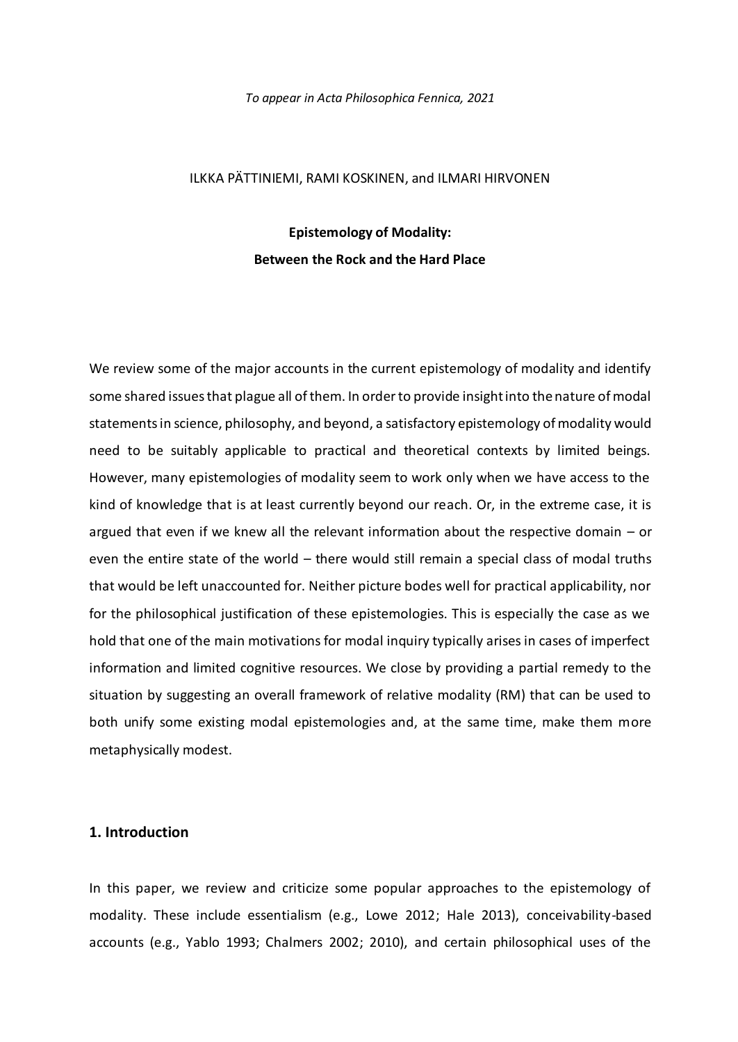*To appear in Acta Philosophica Fennica, 2021*

ILKKA PÄTTINIEMI, RAMI KOSKINEN, and ILMARI HIRVONEN

# Epistemology of Modality: Between the Rock and the Hard Place

We review some of the major accounts in the current epistemology of modality and identify some shared issues that plague all of them. In order to provide insight into the nature of modal statements in science, philosophy, and beyond, a satisfactory epistemology of modality would need to be suitably applicable to practical and theoretical contexts by limited beings. However, many epistemologies of modality seem to work only when we have access to the kind of knowledge that is at least currently beyond our reach. Or, in the extreme case, it is argued that even if we knew all the relevant information about the respective domain – or even the entire state of the world – there would still remain a special class of modal truths that would be left unaccounted for. Neither picture bodes well for practical applicability, nor for the philosophical justification of these epistemologies. This is especially the case as we hold that one of the main motivations for modal inquiry typically arises in cases of imperfect information and limited cognitive resources. We close by providing a partial remedy to the situation by suggesting an overall framework of relative modality (RM) that can be used to both unify some existing modal epistemologies and, at the same time, make them more metaphysically modest.

## 1. Introduction

In this paper, we review and criticize some popular approaches to the epistemology of modality. These include essentialism (e.g., Lowe 2012; Hale 2013), conceivability-based accounts (e.g., Yablo 1993; Chalmers 2002; 2010), and certain philosophical uses of the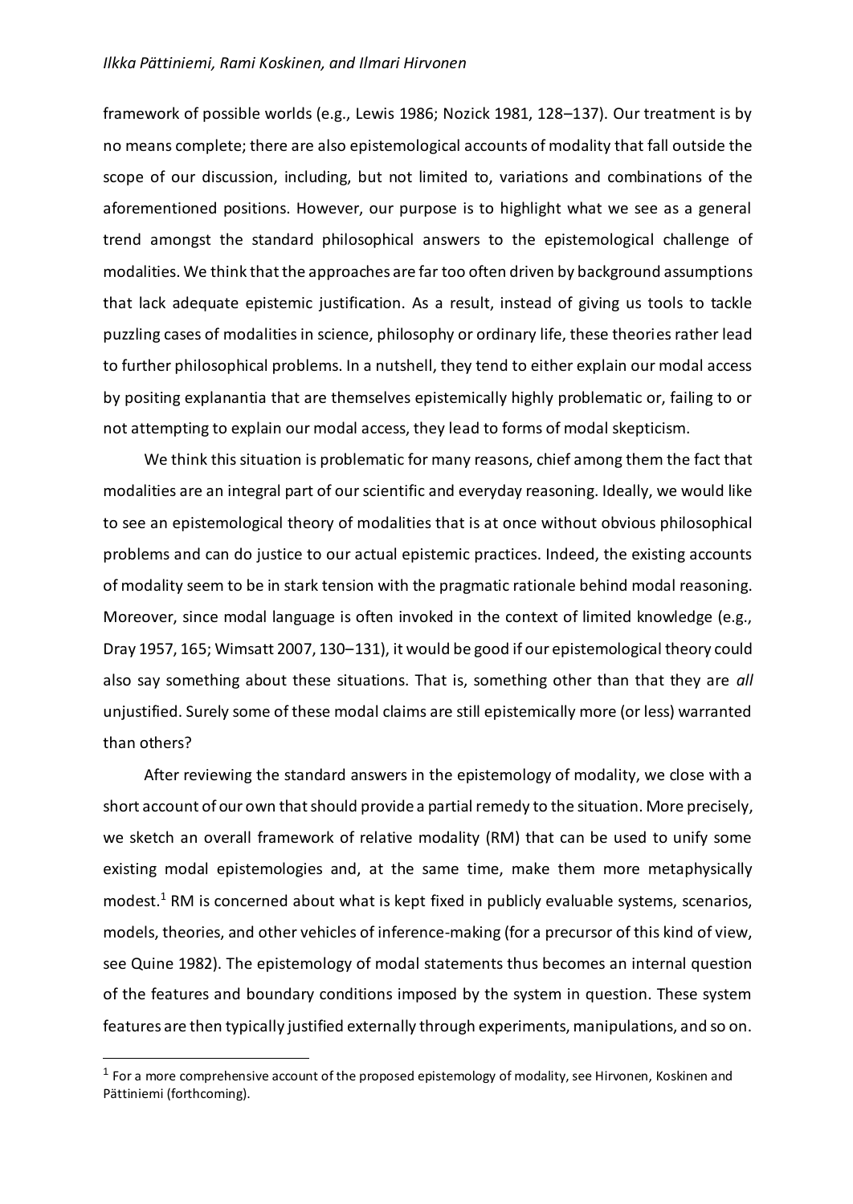framework of possible worlds (e.g., Lewis 1986; Nozick 1981, 128–137). Our treatment is by no means complete; there are also epistemological accounts of modality that fall outside the scope of our discussion, including, but not limited to, variations and combinations of the aforementioned positions. However, our purpose is to highlight what we see as a general trend amongst the standard philosophical answers to the epistemological challenge of modalities. We think that the approaches are far too often driven by background assumptions that lack adequate epistemic justification. As a result, instead of giving us tools to tackle puzzling cases of modalities in science, philosophy or ordinary life, these theories rather lead to further philosophical problems. In a nutshell, they tend to either explain our modal access by positing explanantia that are themselves epistemically highly problematic or, failing to or not attempting to explain our modal access, they lead to forms of modal skepticism.

We think this situation is problematic for many reasons, chief among them the fact that modalities are an integral part of our scientific and everyday reasoning. Ideally, we would like to see an epistemological theory of modalities that is at once without obvious philosophical problems and can do justice to our actual epistemic practices. Indeed, the existing accounts of modality seem to be in stark tension with the pragmatic rationale behind modal reasoning. Moreover, since modal language is often invoked in the context of limited knowledge (e.g., Dray 1957, 165; Wimsatt 2007, 130–131), it would be good if our epistemological theory could also say something about these situations. That is, something other than that they are *all* unjustified. Surely some of these modal claims are still epistemically more (or less) warranted than others?

After reviewing the standard answers in the epistemology of modality, we close with a short account of our own that should provide a partial remedy to the situation. More precisely, we sketch an overall framework of relative modality (RM) that can be used to unify some existing modal epistemologies and, at the same time, make them more metaphysically modest.[1] RM is concerned about what is kept fixed in publicly evaluable systems, scenarios, models, theories, and other vehicles of inference-making (for a precursor of this kind of view, see Quine 1982). The epistemology of modal statements thus becomes an internal question of the features and boundary conditions imposed by the system in question. These system features are then typically justified externally through experiments, manipulations, and so on.

[1] For a more comprehensive account of the proposed epistemology of modality, see Hirvonen, Koskinen and Pättiniemi (forthcoming).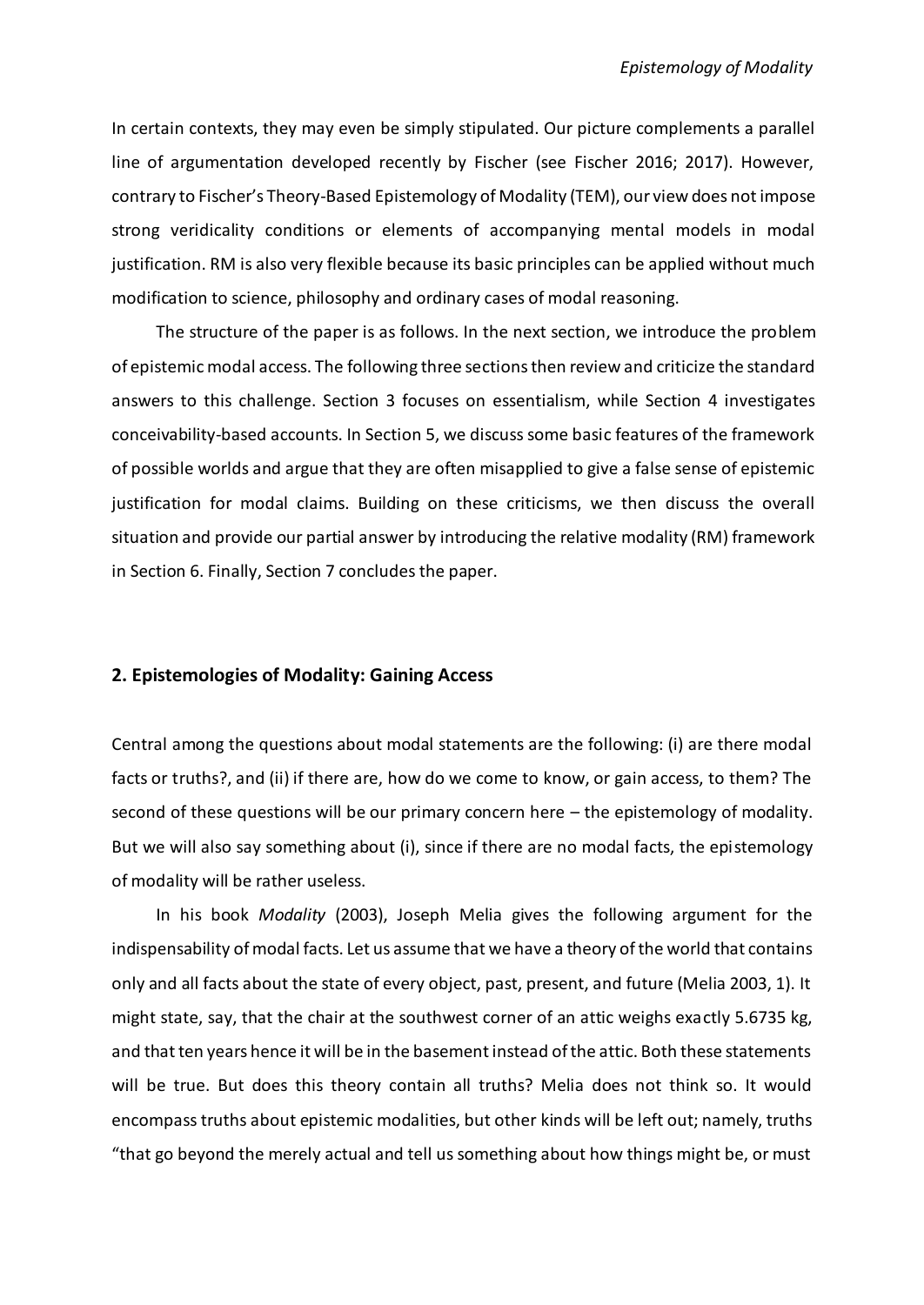In certain contexts, they may even be simply stipulated. Our picture complements a parallel line of argumentation developed recently by Fischer (see Fischer 2016; 2017). However, contrary to Fischer's Theory-Based Epistemology of Modality (TEM), our view does not impose strong veridicality conditions or elements of accompanying mental models in modal justification. RM is also very flexible because its basic principles can be applied without much modification to science, philosophy and ordinary cases of modal reasoning.

The structure of the paper is as follows. In the next section, we introduce the problem of epistemic modal access. The following three sections then review and criticize the standard answers to this challenge. Section 3 focuses on essentialism, while Section 4 investigates conceivability-based accounts. In Section 5, we discuss some basic features of the framework of possible worlds and argue that they are often misapplied to give a false sense of epistemic justification for modal claims. Building on these criticisms, we then discuss the overall situation and provide our partial answer by introducing the relative modality (RM) framework in Section 6. Finally, Section 7 concludes the paper.

## 2. Epistemologies of Modality: Gaining Access

Central among the questions about modal statements are the following: (i) are there modal facts or truths?, and (ii) if there are, how do we come to know, or gain access, to them? The second of these questions will be our primary concern here – the epistemology of modality. But we will also say something about (i), since if there are no modal facts, the epistemology of modality will be rather useless.

In his book *Modality* (2003), Joseph Melia gives the following argument for the indispensability of modal facts. Let us assume that we have a theory of the world that contains only and all facts about the state of every object, past, present, and future (Melia 2003, 1). It might state, say, that the chair at the southwest corner of an attic weighs exactly 5.6735 kg, and that ten years hence it will be in the basement instead of the attic. Both these statements will be true. But does this theory contain all truths? Melia does not think so. It would encompass truths about epistemic modalities, but other kinds will be left out; namely, truths "that go beyond the merely actual and tell us something about how things might be, or must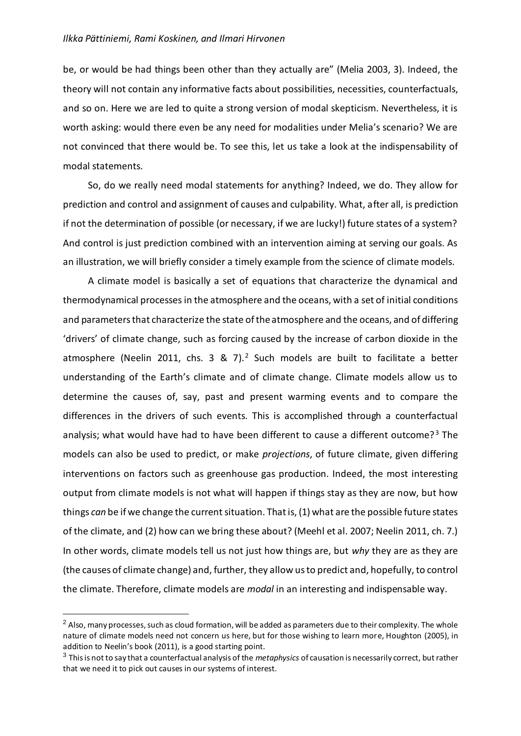be, or would be had things been other than they actually are" (Melia 2003, 3). Indeed, the theory will not contain any informative facts about possibilities, necessities, counterfactuals, and so on. Here we are led to quite a strong version of modal skepticism. Nevertheless, it is worth asking: would there even be any need for modalities under Melia's scenario? We are not convinced that there would be. To see this, let us take a look at the indispensability of modal statements.

So, do we really need modal statements for anything? Indeed, we do. They allow for prediction and control and assignment of causes and culpability. What, after all, is prediction if not the determination of possible (or necessary, if we are lucky!) future states of a system? And control is just prediction combined with an intervention aiming at serving our goals. As an illustration, we will briefly consider a timely example from the science of climate models.

A climate model is basically a set of equations that characterize the dynamical and thermodynamical processes in the atmosphere and the oceans, with a set of initial conditions and parameters that characterize the state of the atmosphere and the oceans, and of differing 'drivers' of climate change, such as forcing caused by the increase of carbon dioxide in the atmosphere (Neelin 2011, chs. 3 & 7).[2] Such models are built to facilitate a better understanding of the Earth's climate and of climate change. Climate models allow us to determine the causes of, say, past and present warming events and to compare the differences in the drivers of such events. This is accomplished through a counterfactual analysis; what would have had to have been different to cause a different outcome?[3] The models can also be used to predict, or make *projections*, of future climate, given differing interventions on factors such as greenhouse gas production. Indeed, the most interesting output from climate models is not what will happen if things stay as they are now, but how things *can* be if we change the current situation. That is, (1) what are the possible future states of the climate, and (2) how can we bring these about? (Meehl et al. 2007; Neelin 2011, ch. 7.) In other words, climate models tell us not just how things are, but *why* they are as they are (the causes of climate change) and, further, they allow us to predict and, hopefully, to control the climate. Therefore, climate models are *modal* in an interesting and indispensable way.

---

[2] Also, many processes, such as cloud formation, will be added as parameters due to their complexity. The whole nature of climate models need not concern us here, but for those wishing to learn more, Houghton (2005), in addition to Neelin's book (2011), is a good starting point.

[3] This is not to say that a counterfactual analysis of the *metaphysics* of causation is necessarily correct, but rather that we need it to pick out causes in our systems of interest.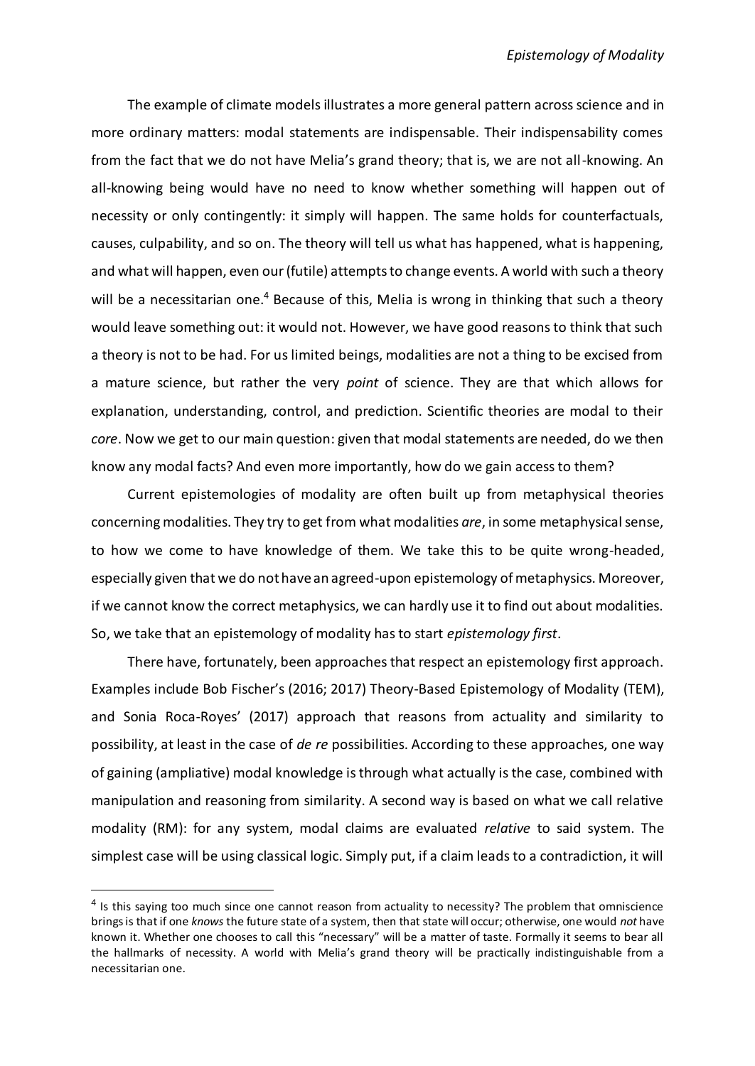The example of climate models illustrates a more general pattern across science and in more ordinary matters: modal statements are indispensable. Their indispensability comes from the fact that we do not have Melia's grand theory; that is, we are not all-knowing. An all-knowing being would have no need to know whether something will happen out of necessity or only contingently: it simply will happen. The same holds for counterfactuals, causes, culpability, and so on. The theory will tell us what has happened, what is happening, and what will happen, even our (futile) attempts to change events. A world with such a theory will be a necessitarian one.[4] Because of this, Melia is wrong in thinking that such a theory would leave something out: it would not. However, we have good reasons to think that such a theory is not to be had. For us limited beings, modalities are not a thing to be excised from a mature science, but rather the very *point* of science. They are that which allows for explanation, understanding, control, and prediction. Scientific theories are modal to their *core*. Now we get to our main question: given that modal statements are needed, do we then know any modal facts? And even more importantly, how do we gain access to them?

Current epistemologies of modality are often built up from metaphysical theories concerning modalities. They try to get from what modalities *are*, in some metaphysical sense, to how we come to have knowledge of them. We take this to be quite wrong-headed, especially given that we do not have an agreed-upon epistemology of metaphysics. Moreover, if we cannot know the correct metaphysics, we can hardly use it to find out about modalities. So, we take that an epistemology of modality has to start *epistemology first*.

There have, fortunately, been approaches that respect an epistemology first approach. Examples include Bob Fischer's (2016; 2017) Theory-Based Epistemology of Modality (TEM), and Sonia Roca-Royes' (2017) approach that reasons from actuality and similarity to possibility, at least in the case of *de re* possibilities. According to these approaches, one way of gaining (ampliative) modal knowledge is through what actually is the case, combined with manipulation and reasoning from similarity. A second way is based on what we call relative modality (RM): for any system, modal claims are evaluated *relative* to said system. The simplest case will be using classical logic. Simply put, if a claim leads to a contradiction, it will

---

[4] Is this saying too much since one cannot reason from actuality to necessity? The problem that omniscience brings is that if one *knows* the future state of a system, then that state will occur; otherwise, one would *not* have known it. Whether one chooses to call this "necessary" will be a matter of taste. Formally it seems to bear all the hallmarks of necessity. A world with Melia's grand theory will be practically indistinguishable from a necessitarian one.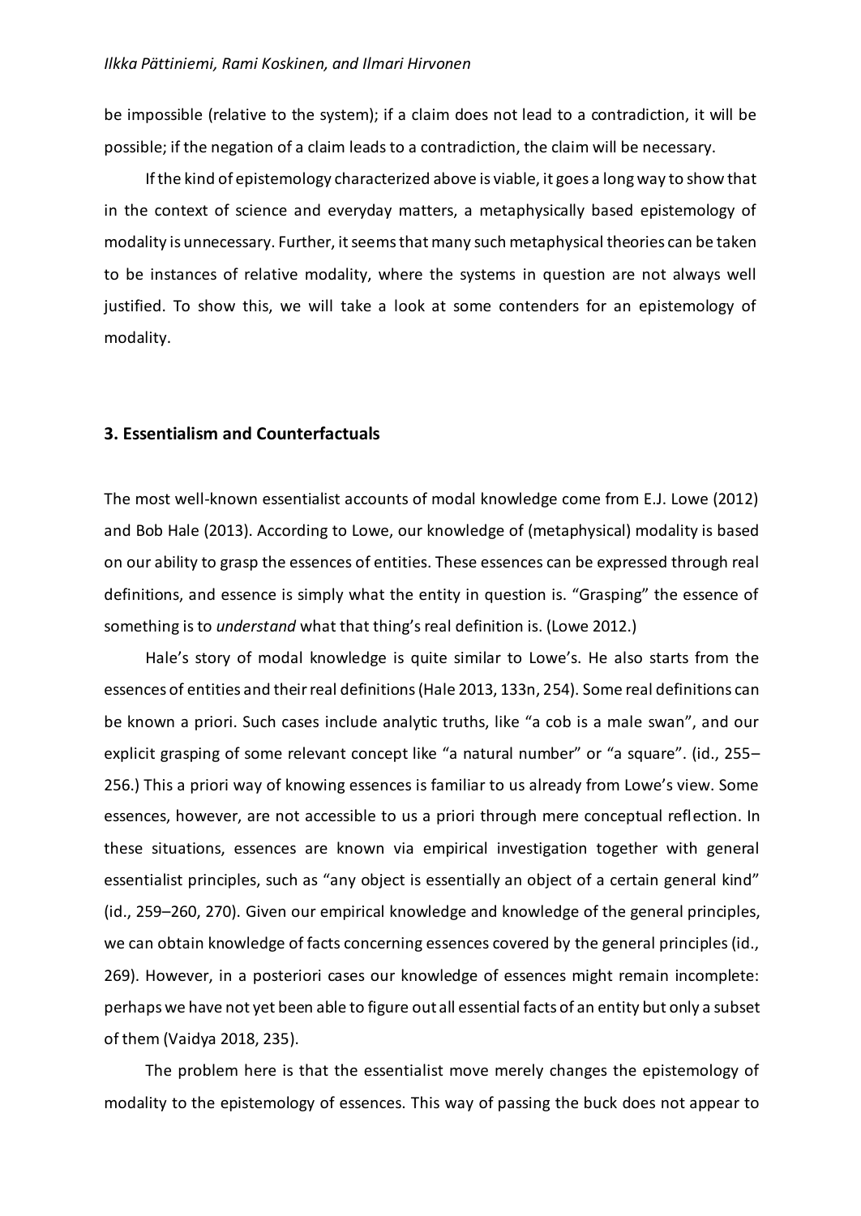be impossible (relative to the system); if a claim does not lead to a contradiction, it will be possible; if the negation of a claim leads to a contradiction, the claim will be necessary.

If the kind of epistemology characterized above is viable, it goes a long way to show that in the context of science and everyday matters, a metaphysically based epistemology of modality is unnecessary. Further, it seems that many such metaphysical theories can be taken to be instances of relative modality, where the systems in question are not always well justified. To show this, we will take a look at some contenders for an epistemology of modality.

### 3. Essentialism and Counterfactuals

The most well-known essentialist accounts of modal knowledge come from E.J. Lowe (2012) and Bob Hale (2013). According to Lowe, our knowledge of (metaphysical) modality is based on our ability to grasp the essences of entities. These essences can be expressed through real definitions, and essence is simply what the entity in question is. "Grasping" the essence of something is to *understand* what that thing's real definition is. (Lowe 2012.)

Hale's story of modal knowledge is quite similar to Lowe's. He also starts from the essences of entities and their real definitions (Hale 2013, 133n, 254). Some real definitions can be known a priori. Such cases include analytic truths, like "a cob is a male swan", and our explicit grasping of some relevant concept like "a natural number" or "a square". (id., 255–256.) This a priori way of knowing essences is familiar to us already from Lowe's view. Some essences, however, are not accessible to us a priori through mere conceptual reflection. In these situations, essences are known via empirical investigation together with general essentialist principles, such as "any object is essentially an object of a certain general kind" (id., 259–260, 270). Given our empirical knowledge and knowledge of the general principles, we can obtain knowledge of facts concerning essences covered by the general principles (id., 269). However, in a posteriori cases our knowledge of essences might remain incomplete: perhaps we have not yet been able to figure out all essential facts of an entity but only a subset of them (Vaidya 2018, 235).

The problem here is that the essentialist move merely changes the epistemology of modality to the epistemology of essences. This way of passing the buck does not appear to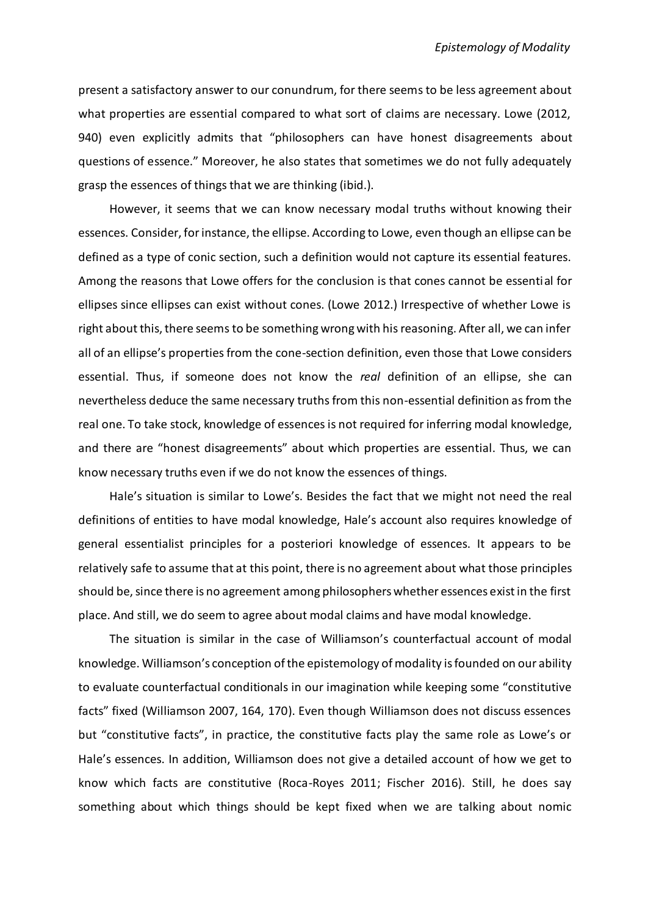present a satisfactory answer to our conundrum, for there seems to be less agreement about what properties are essential compared to what sort of claims are necessary. Lowe (2012, 940) even explicitly admits that "philosophers can have honest disagreements about questions of essence." Moreover, he also states that sometimes we do not fully adequately grasp the essences of things that we are thinking (ibid.).

However, it seems that we can know necessary modal truths without knowing their essences. Consider, for instance, the ellipse. According to Lowe, even though an ellipse can be defined as a type of conic section, such a definition would not capture its essential features. Among the reasons that Lowe offers for the conclusion is that cones cannot be essential for ellipses since ellipses can exist without cones. (Lowe 2012.) Irrespective of whether Lowe is right about this, there seems to be something wrong with his reasoning. After all, we can infer all of an ellipse's properties from the cone-section definition, even those that Lowe considers essential. Thus, if someone does not know the *real* definition of an ellipse, she can nevertheless deduce the same necessary truths from this non-essential definition as from the real one. To take stock, knowledge of essences is not required for inferring modal knowledge, and there are "honest disagreements" about which properties are essential. Thus, we can know necessary truths even if we do not know the essences of things.

Hale's situation is similar to Lowe's. Besides the fact that we might not need the real definitions of entities to have modal knowledge, Hale's account also requires knowledge of general essentialist principles for a posteriori knowledge of essences. It appears to be relatively safe to assume that at this point, there is no agreement about what those principles should be, since there is no agreement among philosophers whether essences exist in the first place. And still, we do seem to agree about modal claims and have modal knowledge.

The situation is similar in the case of Williamson's counterfactual account of modal knowledge. Williamson's conception of the epistemology of modality is founded on our ability to evaluate counterfactual conditionals in our imagination while keeping some "constitutive facts" fixed (Williamson 2007, 164, 170). Even though Williamson does not discuss essences but "constitutive facts", in practice, the constitutive facts play the same role as Lowe's or Hale's essences. In addition, Williamson does not give a detailed account of how we get to know which facts are constitutive (Roca-Royes 2011; Fischer 2016). Still, he does say something about which things should be kept fixed when we are talking about nomic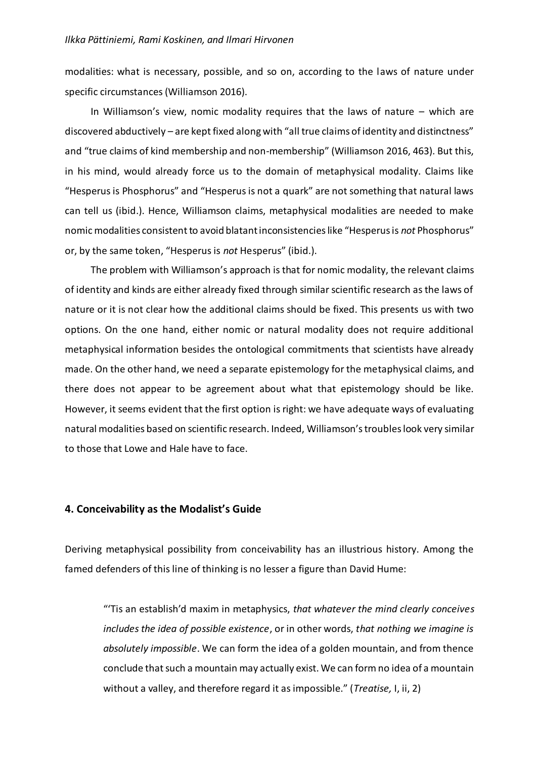modalities: what is necessary, possible, and so on, according to the laws of nature under specific circumstances (Williamson 2016).

In Williamson's view, nomic modality requires that the laws of nature – which are discovered abductively – are kept fixed along with "all true claims of identity and distinctness" and "true claims of kind membership and non-membership" (Williamson 2016, 463). But this, in his mind, would already force us to the domain of metaphysical modality. Claims like "Hesperus is Phosphorus" and "Hesperus is not a quark" are not something that natural laws can tell us (ibid.). Hence, Williamson claims, metaphysical modalities are needed to make nomic modalities consistent to avoid blatant inconsistencies like "Hesperus is *not* Phosphorus" or, by the same token, "Hesperus is *not* Hesperus" (ibid.).

The problem with Williamson's approach is that for nomic modality, the relevant claims of identity and kinds are either already fixed through similar scientific research as the laws of nature or it is not clear how the additional claims should be fixed. This presents us with two options. On the one hand, either nomic or natural modality does not require additional metaphysical information besides the ontological commitments that scientists have already made. On the other hand, we need a separate epistemology for the metaphysical claims, and there does not appear to be agreement about what that epistemology should be like. However, it seems evident that the first option is right: we have adequate ways of evaluating natural modalities based on scientific research. Indeed, Williamson's troubles look very similar to those that Lowe and Hale have to face.

## 4. Conceivability as the Modalist's Guide

Deriving metaphysical possibility from conceivability has an illustrious history. Among the famed defenders of this line of thinking is no lesser a figure than David Hume:

> "'Tis an establish'd maxim in metaphysics, *that whatever the mind clearly conceives includes the idea of possible existence*, or in other words, *that nothing we imagine is absolutely impossible*. We can form the idea of a golden mountain, and from thence conclude that such a mountain may actually exist. We can form no idea of a mountain without a valley, and therefore regard it as impossible." (*Treatise,* I, ii, 2)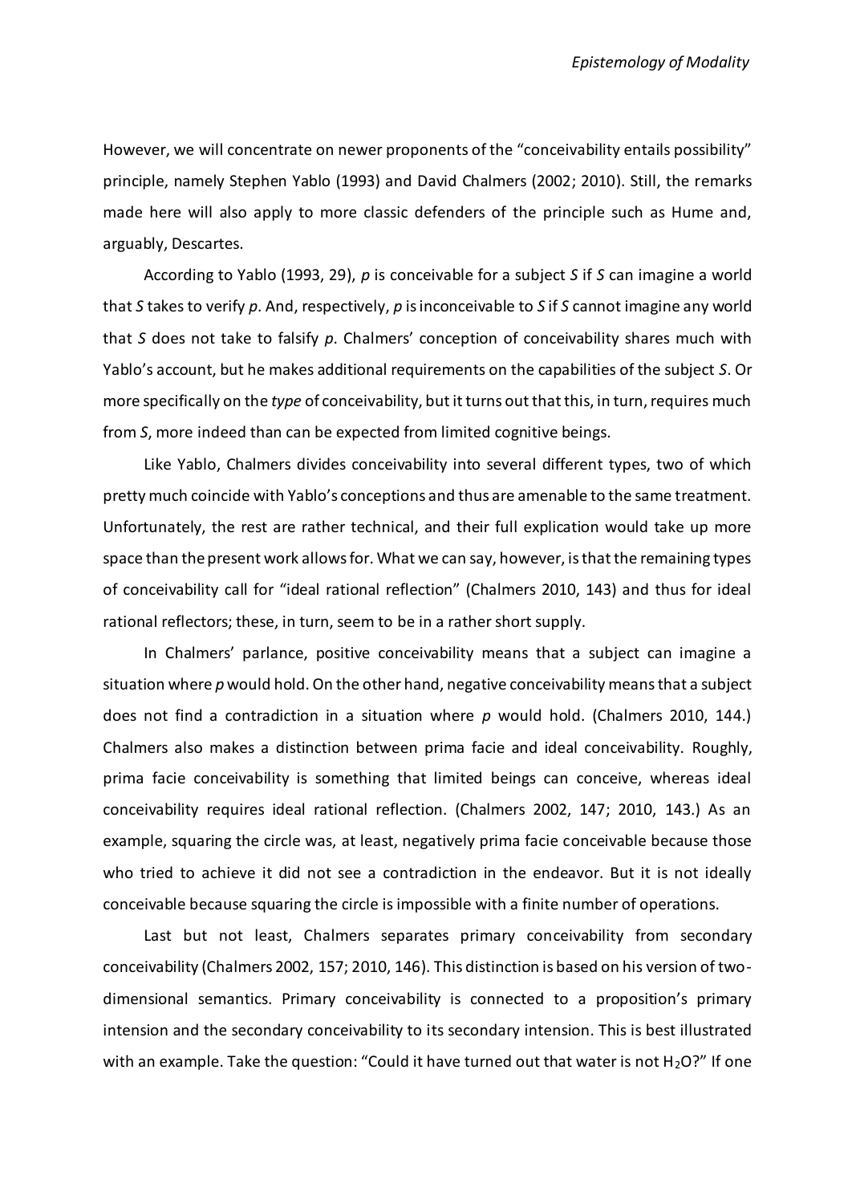However, we will concentrate on newer proponents of the "conceivability entails possibility" principle, namely Stephen Yablo (1993) and David Chalmers (2002; 2010). Still, the remarks made here will also apply to more classic defenders of the principle such as Hume and, arguably, Descartes.

According to Yablo (1993, 29), *p* is conceivable for a subject *S* if *S* can imagine a world that *S* takes to verify *p*. And, respectively, *p* is inconceivable to *S* if *S* cannot imagine any world that *S* does not take to falsify *p*. Chalmers' conception of conceivability shares much with Yablo's account, but he makes additional requirements on the capabilities of the subject *S*. Or more specifically on the *type* of conceivability, but it turns out that this, in turn, requires much from *S*, more indeed than can be expected from limited cognitive beings.

Like Yablo, Chalmers divides conceivability into several different types, two of which pretty much coincide with Yablo's conceptions and thus are amenable to the same treatment. Unfortunately, the rest are rather technical, and their full explication would take up more space than the present work allows for. What we can say, however, is that the remaining types of conceivability call for "ideal rational reflection" (Chalmers 2010, 143) and thus for ideal rational reflectors; these, in turn, seem to be in a rather short supply.

In Chalmers' parlance, positive conceivability means that a subject can imagine a situation where *p* would hold. On the other hand, negative conceivability means that a subject does not find a contradiction in a situation where *p* would hold. (Chalmers 2010, 144.) Chalmers also makes a distinction between prima facie and ideal conceivability. Roughly, prima facie conceivability is something that limited beings can conceive, whereas ideal conceivability requires ideal rational reflection. (Chalmers 2002, 147; 2010, 143.) As an example, squaring the circle was, at least, negatively prima facie conceivable because those who tried to achieve it did not see a contradiction in the endeavor. But it is not ideally conceivable because squaring the circle is impossible with a finite number of operations.

Last but not least, Chalmers separates primary conceivability from secondary conceivability (Chalmers 2002, 157; 2010, 146). This distinction is based on his version of two-dimensional semantics. Primary conceivability is connected to a proposition's primary intension and the secondary conceivability to its secondary intension. This is best illustrated with an example. Take the question: "Could it have turned out that water is not $H_2O$?" If one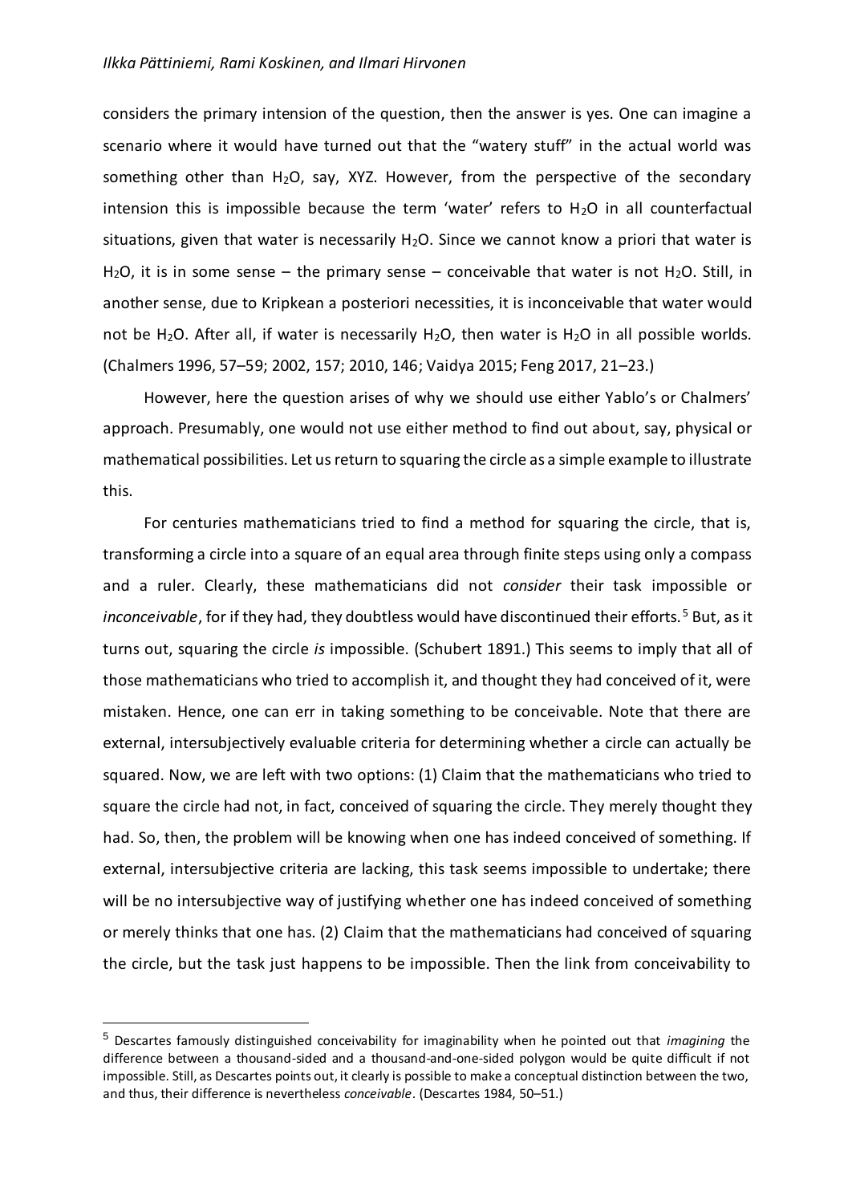considers the primary intension of the question, then the answer is yes. One can imagine a scenario where it would have turned out that the "watery stuff" in the actual world was something other than $H_2O$, say, XYZ. However, from the perspective of the secondary intension this is impossible because the term 'water' refers to $H_2O$ in all counterfactual situations, given that water is necessarily $H_2O$. Since we cannot know a priori that water is $H_2O$, it is in some sense – the primary sense – conceivable that water is not $H_2O$. Still, in another sense, due to Kripkean a posteriori necessities, it is inconceivable that water would not be $H_2O$. After all, if water is necessarily $H_2O$, then water is $H_2O$ in all possible worlds. (Chalmers 1996, 57–59; 2002, 157; 2010, 146; Vaidya 2015; Feng 2017, 21–23.)

However, here the question arises of why we should use either Yablo's or Chalmers' approach. Presumably, one would not use either method to find out about, say, physical or mathematical possibilities. Let us return to squaring the circle as a simple example to illustrate this.

For centuries mathematicians tried to find a method for squaring the circle, that is, transforming a circle into a square of an equal area through finite steps using only a compass and a ruler. Clearly, these mathematicians did not *consider* their task impossible or *inconceivable*, for if they had, they doubtless would have discontinued their efforts.[5] But, as it turns out, squaring the circle *is* impossible. (Schubert 1891.) This seems to imply that all of those mathematicians who tried to accomplish it, and thought they had conceived of it, were mistaken. Hence, one can err in taking something to be conceivable. Note that there are external, intersubjectively evaluable criteria for determining whether a circle can actually be squared. Now, we are left with two options: (1) Claim that the mathematicians who tried to square the circle had not, in fact, conceived of squaring the circle. They merely thought they had. So, then, the problem will be knowing when one has indeed conceived of something. If external, intersubjective criteria are lacking, this task seems impossible to undertake; there will be no intersubjective way of justifying whether one has indeed conceived of something or merely thinks that one has. (2) Claim that the mathematicians had conceived of squaring the circle, but the task just happens to be impossible. Then the link from conceivability to

[5] Descartes famously distinguished conceivability for imaginability when he pointed out that *imagining* the difference between a thousand-sided and a thousand-and-one-sided polygon would be quite difficult if not impossible. Still, as Descartes points out, it clearly is possible to make a conceptual distinction between the two, and thus, their difference is nevertheless *conceivable*. (Descartes 1984, 50–51.)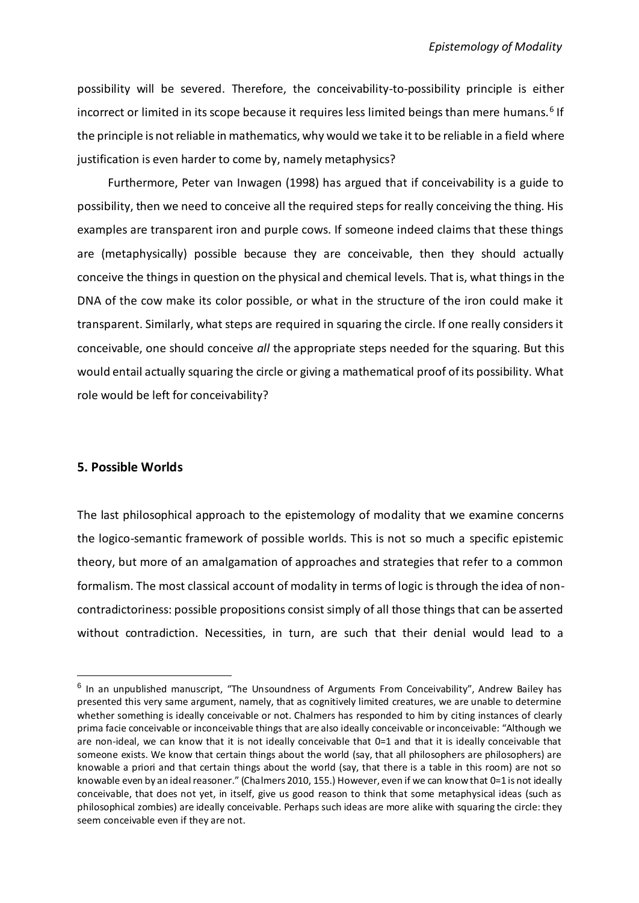possibility will be severed. Therefore, the conceivability-to-possibility principle is either incorrect or limited in its scope because it requires less limited beings than mere humans.[6] If the principle is not reliable in mathematics, why would we take it to be reliable in a field where justification is even harder to come by, namely metaphysics?

Furthermore, Peter van Inwagen (1998) has argued that if conceivability is a guide to possibility, then we need to conceive all the required steps for really conceiving the thing. His examples are transparent iron and purple cows. If someone indeed claims that these things are (metaphysically) possible because they are conceivable, then they should actually conceive the things in question on the physical and chemical levels. That is, what things in the DNA of the cow make its color possible, or what in the structure of the iron could make it transparent. Similarly, what steps are required in squaring the circle. If one really considers it conceivable, one should conceive *all* the appropriate steps needed for the squaring. But this would entail actually squaring the circle or giving a mathematical proof of its possibility. What role would be left for conceivability?

## 5. Possible Worlds

The last philosophical approach to the epistemology of modality that we examine concerns the logico-semantic framework of possible worlds. This is not so much a specific epistemic theory, but more of an amalgamation of approaches and strategies that refer to a common formalism. The most classical account of modality in terms of logic is through the idea of non-contradictoriness: possible propositions consist simply of all those things that can be asserted without contradiction. Necessities, in turn, are such that their denial would lead to a

---

[6] In an unpublished manuscript, "The Unsoundness of Arguments From Conceivability", Andrew Bailey has presented this very same argument, namely, that as cognitively limited creatures, we are unable to determine whether something is ideally conceivable or not. Chalmers has responded to him by citing instances of clearly prima facie conceivable or inconceivable things that are also ideally conceivable or inconceivable: "Although we are non-ideal, we can know that it is not ideally conceivable that 0=1 and that it is ideally conceivable that someone exists. We know that certain things about the world (say, that all philosophers are philosophers) are knowable a priori and that certain things about the world (say, that there is a table in this room) are not so knowable even by an ideal reasoner." (Chalmers 2010, 155.) However, even if we can know that 0=1 is not ideally conceivable, that does not yet, in itself, give us good reason to think that some metaphysical ideas (such as philosophical zombies) are ideally conceivable. Perhaps such ideas are more alike with squaring the circle: they seem conceivable even if they are not.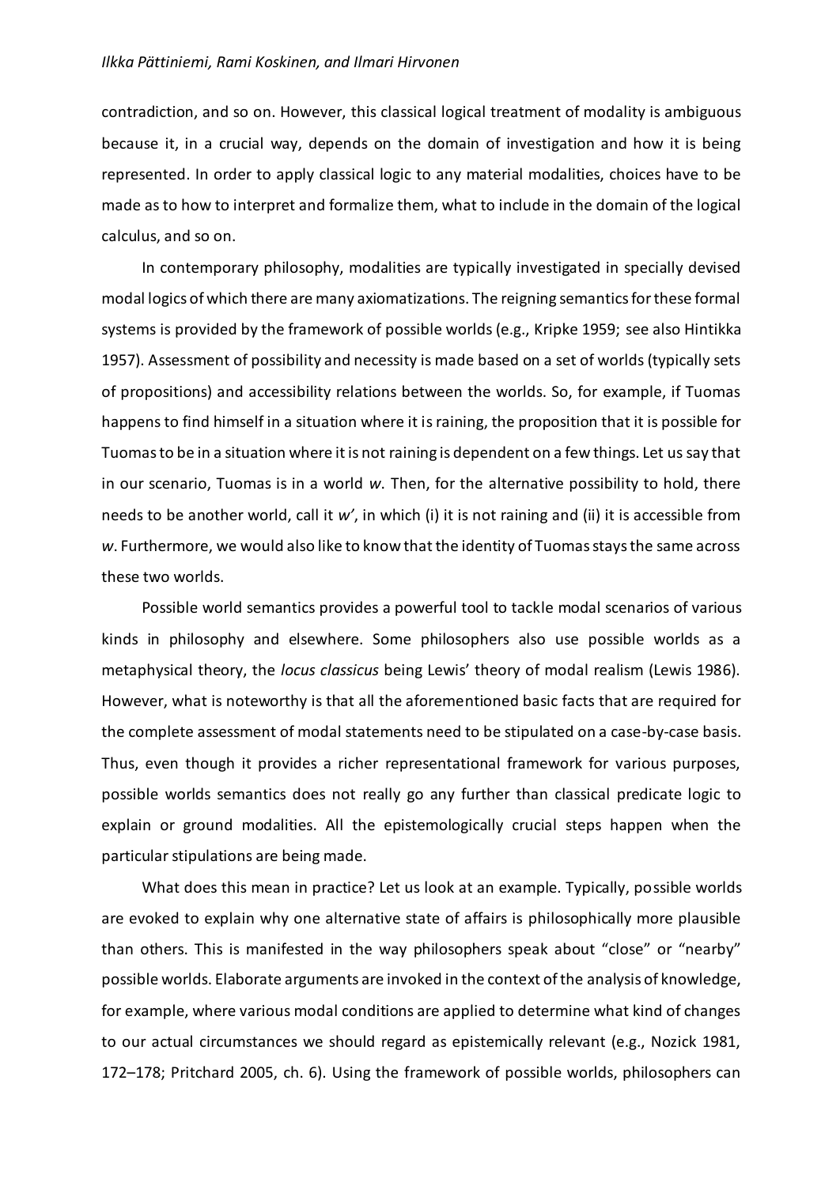contradiction, and so on. However, this classical logical treatment of modality is ambiguous because it, in a crucial way, depends on the domain of investigation and how it is being represented. In order to apply classical logic to any material modalities, choices have to be made as to how to interpret and formalize them, what to include in the domain of the logical calculus, and so on.

In contemporary philosophy, modalities are typically investigated in specially devised modal logics of which there are many axiomatizations. The reigning semantics for these formal systems is provided by the framework of possible worlds (e.g., Kripke 1959; see also Hintikka 1957). Assessment of possibility and necessity is made based on a set of worlds (typically sets of propositions) and accessibility relations between the worlds. So, for example, if Tuomas happens to find himself in a situation where it is raining, the proposition that it is possible for Tuomas to be in a situation where it is not raining is dependent on a few things. Let us say that in our scenario, Tuomas is in a world *w*. Then, for the alternative possibility to hold, there needs to be another world, call it *w'*, in which (i) it is not raining and (ii) it is accessible from *w*. Furthermore, we would also like to know that the identity of Tuomas stays the same across these two worlds.

Possible world semantics provides a powerful tool to tackle modal scenarios of various kinds in philosophy and elsewhere. Some philosophers also use possible worlds as a metaphysical theory, the *locus classicus* being Lewis' theory of modal realism (Lewis 1986). However, what is noteworthy is that all the aforementioned basic facts that are required for the complete assessment of modal statements need to be stipulated on a case-by-case basis. Thus, even though it provides a richer representational framework for various purposes, possible worlds semantics does not really go any further than classical predicate logic to explain or ground modalities. All the epistemologically crucial steps happen when the particular stipulations are being made.

What does this mean in practice? Let us look at an example. Typically, possible worlds are evoked to explain why one alternative state of affairs is philosophically more plausible than others. This is manifested in the way philosophers speak about "close" or "nearby" possible worlds. Elaborate arguments are invoked in the context of the analysis of knowledge, for example, where various modal conditions are applied to determine what kind of changes to our actual circumstances we should regard as epistemically relevant (e.g., Nozick 1981, 172–178; Pritchard 2005, ch. 6). Using the framework of possible worlds, philosophers can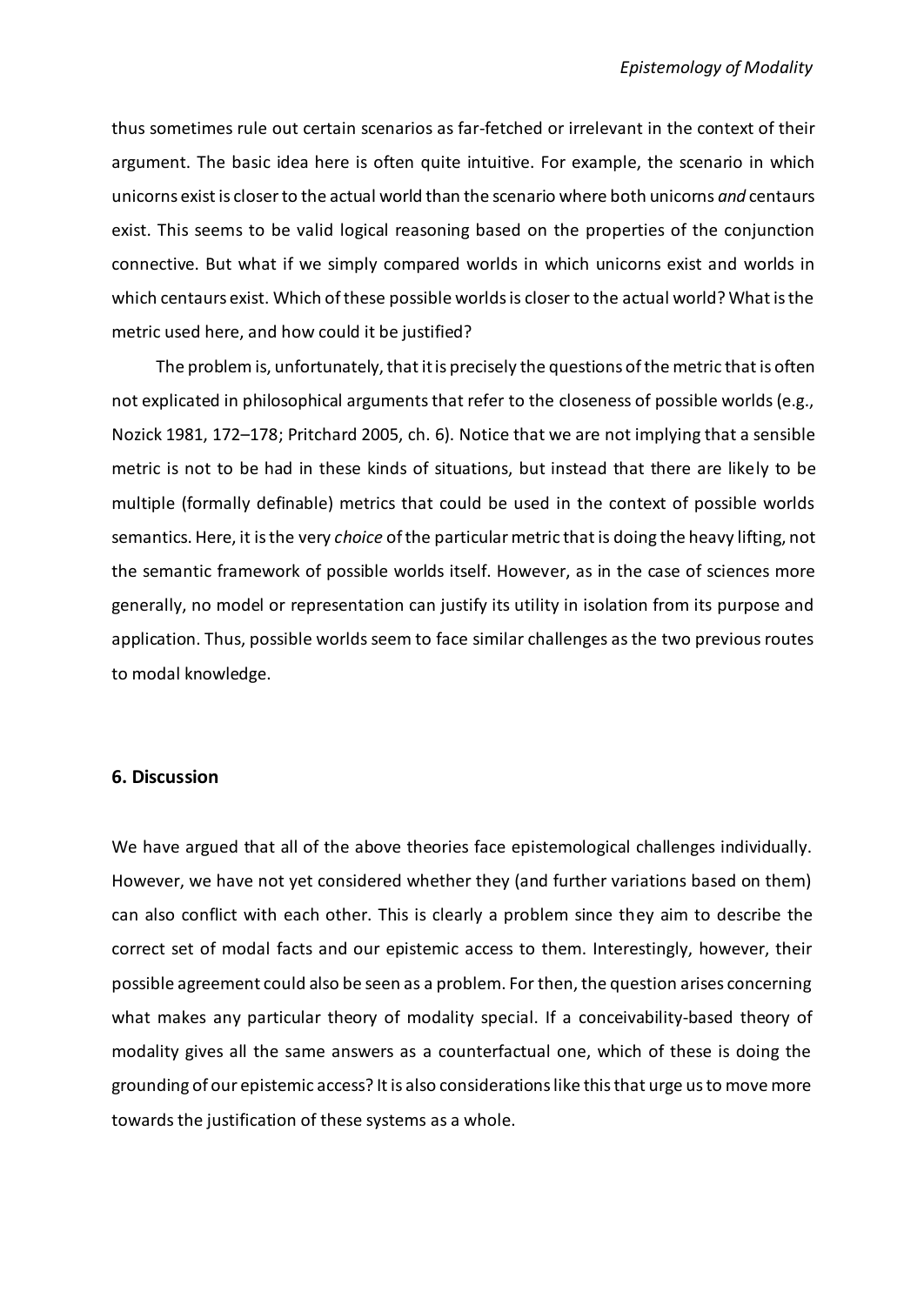thus sometimes rule out certain scenarios as far-fetched or irrelevant in the context of their argument. The basic idea here is often quite intuitive. For example, the scenario in which unicorns exist is closer to the actual world than the scenario where both unicorns *and* centaurs exist. This seems to be valid logical reasoning based on the properties of the conjunction connective. But what if we simply compared worlds in which unicorns exist and worlds in which centaurs exist. Which of these possible worlds is closer to the actual world? What is the metric used here, and how could it be justified?

The problem is, unfortunately, that it is precisely the questions of the metric that is often not explicated in philosophical arguments that refer to the closeness of possible worlds (e.g., Nozick 1981, 172–178; Pritchard 2005, ch. 6). Notice that we are not implying that a sensible metric is not to be had in these kinds of situations, but instead that there are likely to be multiple (formally definable) metrics that could be used in the context of possible worlds semantics. Here, it is the very *choice* of the particular metric that is doing the heavy lifting, not the semantic framework of possible worlds itself. However, as in the case of sciences more generally, no model or representation can justify its utility in isolation from its purpose and application. Thus, possible worlds seem to face similar challenges as the two previous routes to modal knowledge.

## 6. Discussion

We have argued that all of the above theories face epistemological challenges individually. However, we have not yet considered whether they (and further variations based on them) can also conflict with each other. This is clearly a problem since they aim to describe the correct set of modal facts and our epistemic access to them. Interestingly, however, their possible agreement could also be seen as a problem. For then, the question arises concerning what makes any particular theory of modality special. If a conceivability-based theory of modality gives all the same answers as a counterfactual one, which of these is doing the grounding of our epistemic access? It is also considerations like this that urge us to move more towards the justification of these systems as a whole.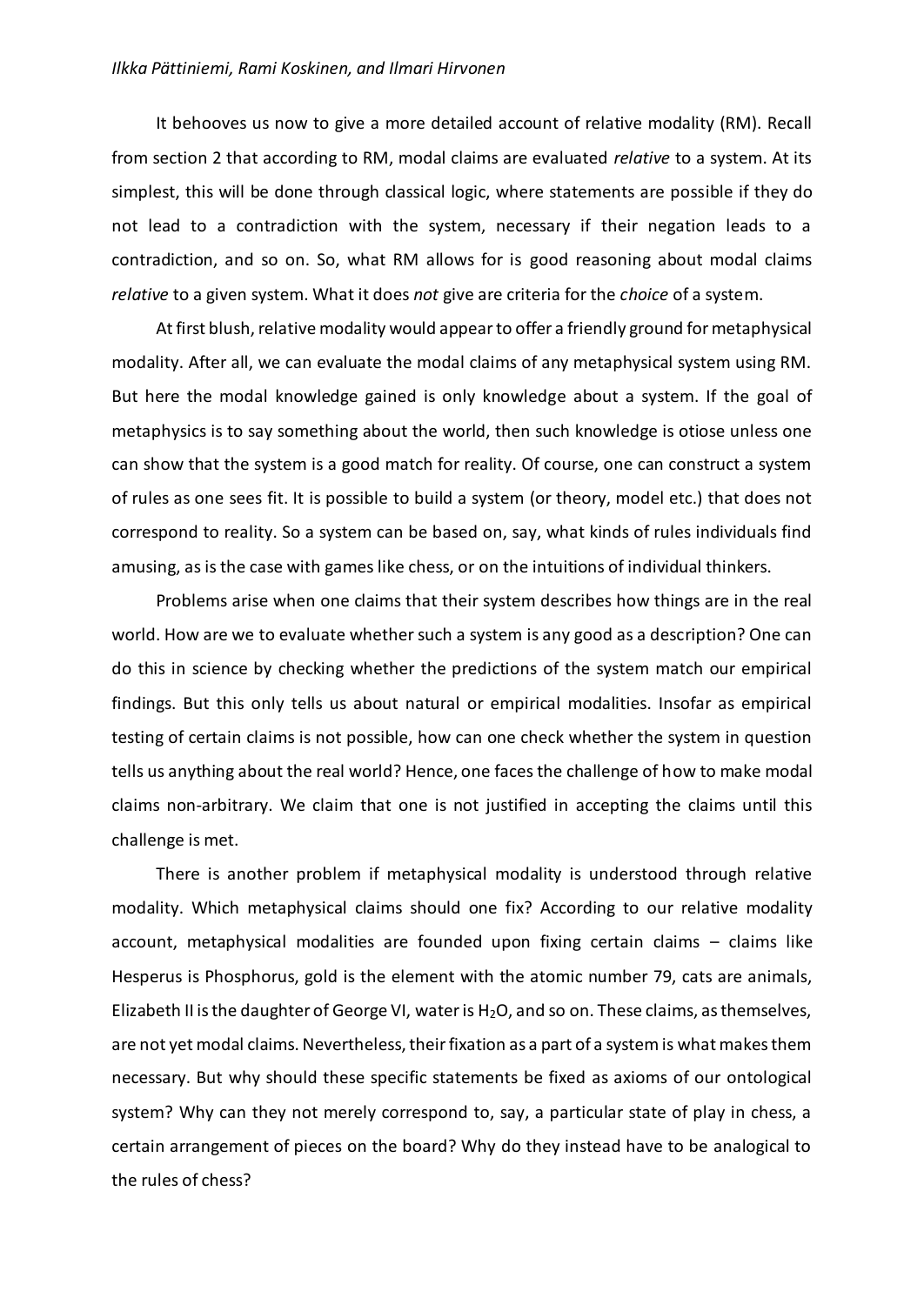It behooves us now to give a more detailed account of relative modality (RM). Recall from section 2 that according to RM, modal claims are evaluated *relative* to a system. At its simplest, this will be done through classical logic, where statements are possible if they do not lead to a contradiction with the system, necessary if their negation leads to a contradiction, and so on. So, what RM allows for is good reasoning about modal claims *relative* to a given system. What it does *not* give are criteria for the *choice* of a system.

At first blush, relative modality would appear to offer a friendly ground for metaphysical modality. After all, we can evaluate the modal claims of any metaphysical system using RM. But here the modal knowledge gained is only knowledge about a system. If the goal of metaphysics is to say something about the world, then such knowledge is otiose unless one can show that the system is a good match for reality. Of course, one can construct a system of rules as one sees fit. It is possible to build a system (or theory, model etc.) that does not correspond to reality. So a system can be based on, say, what kinds of rules individuals find amusing, as is the case with games like chess, or on the intuitions of individual thinkers.

Problems arise when one claims that their system describes how things are in the real world. How are we to evaluate whether such a system is any good as a description? One can do this in science by checking whether the predictions of the system match our empirical findings. But this only tells us about natural or empirical modalities. Insofar as empirical testing of certain claims is not possible, how can one check whether the system in question tells us anything about the real world? Hence, one faces the challenge of how to make modal claims non-arbitrary. We claim that one is not justified in accepting the claims until this challenge is met.

There is another problem if metaphysical modality is understood through relative modality. Which metaphysical claims should one fix? According to our relative modality account, metaphysical modalities are founded upon fixing certain claims – claims like Hesperus is Phosphorus, gold is the element with the atomic number 79, cats are animals, Elizabeth II is the daughter of George VI, water is $H_2O$, and so on. These claims, as themselves, are not yet modal claims. Nevertheless, their fixation as a part of a system is what makes them necessary. But why should these specific statements be fixed as axioms of our ontological system? Why can they not merely correspond to, say, a particular state of play in chess, a certain arrangement of pieces on the board? Why do they instead have to be analogical to the rules of chess?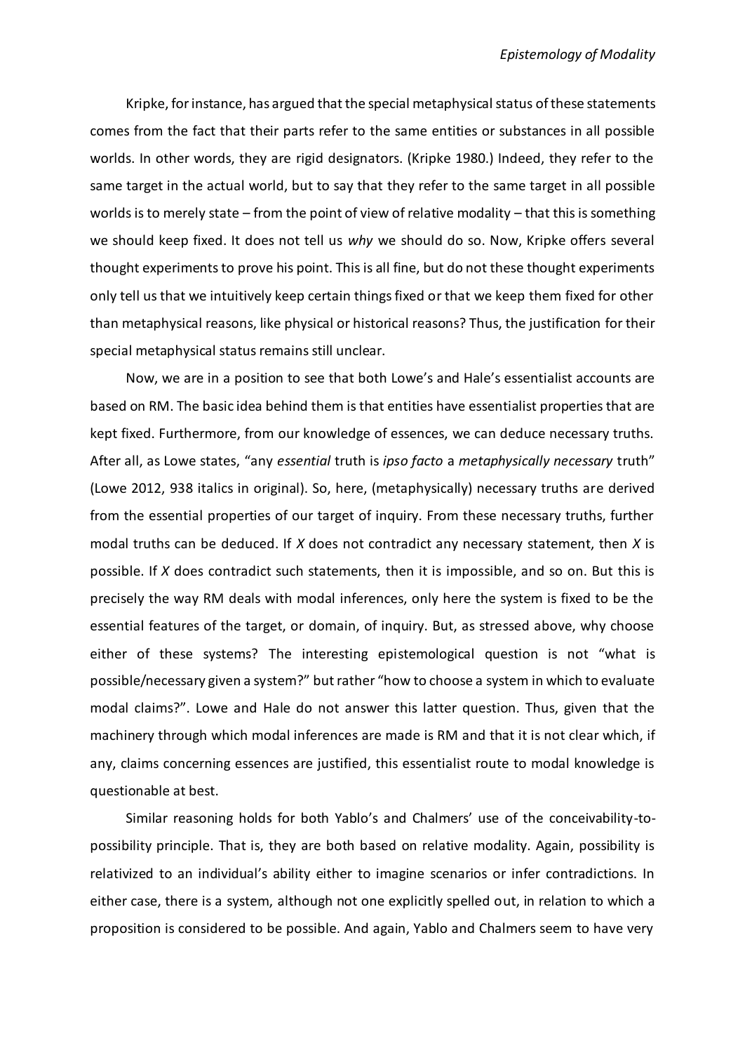Kripke, for instance, has argued that the special metaphysical status of these statements comes from the fact that their parts refer to the same entities or substances in all possible worlds. In other words, they are rigid designators. (Kripke 1980.) Indeed, they refer to the same target in the actual world, but to say that they refer to the same target in all possible worlds is to merely state – from the point of view of relative modality – that this is something we should keep fixed. It does not tell us *why* we should do so. Now, Kripke offers several thought experiments to prove his point. This is all fine, but do not these thought experiments only tell us that we intuitively keep certain things fixed or that we keep them fixed for other than metaphysical reasons, like physical or historical reasons? Thus, the justification for their special metaphysical status remains still unclear.

Now, we are in a position to see that both Lowe's and Hale's essentialist accounts are based on RM. The basic idea behind them is that entities have essentialist properties that are kept fixed. Furthermore, from our knowledge of essences, we can deduce necessary truths. After all, as Lowe states, "any *essential* truth is *ipso facto* a *metaphysically necessary* truth" (Lowe 2012, 938 italics in original). So, here, (metaphysically) necessary truths are derived from the essential properties of our target of inquiry. From these necessary truths, further modal truths can be deduced. If *X* does not contradict any necessary statement, then *X* is possible. If *X* does contradict such statements, then it is impossible, and so on. But this is precisely the way RM deals with modal inferences, only here the system is fixed to be the essential features of the target, or domain, of inquiry. But, as stressed above, why choose either of these systems? The interesting epistemological question is not "what is possible/necessary given a system?" but rather "how to choose a system in which to evaluate modal claims?". Lowe and Hale do not answer this latter question. Thus, given that the machinery through which modal inferences are made is RM and that it is not clear which, if any, claims concerning essences are justified, this essentialist route to modal knowledge is questionable at best.

Similar reasoning holds for both Yablo's and Chalmers' use of the conceivability-to-possibility principle. That is, they are both based on relative modality. Again, possibility is relativized to an individual's ability either to imagine scenarios or infer contradictions. In either case, there is a system, although not one explicitly spelled out, in relation to which a proposition is considered to be possible. And again, Yablo and Chalmers seem to have very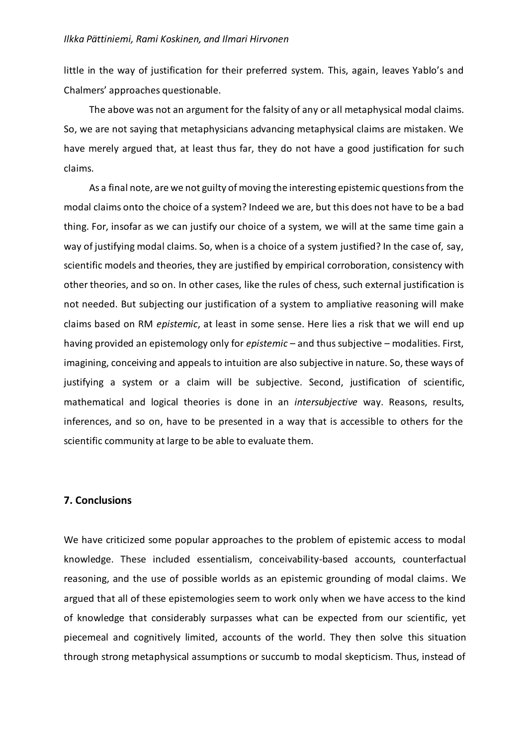little in the way of justification for their preferred system. This, again, leaves Yablo's and Chalmers' approaches questionable.

The above was not an argument for the falsity of any or all metaphysical modal claims. So, we are not saying that metaphysicians advancing metaphysical claims are mistaken. We have merely argued that, at least thus far, they do not have a good justification for such claims.

As a final note, are we not guilty of moving the interesting epistemic questions from the modal claims onto the choice of a system? Indeed we are, but this does not have to be a bad thing. For, insofar as we can justify our choice of a system, we will at the same time gain a way of justifying modal claims. So, when is a choice of a system justified? In the case of, say, scientific models and theories, they are justified by empirical corroboration, consistency with other theories, and so on. In other cases, like the rules of chess, such external justification is not needed. But subjecting our justification of a system to ampliative reasoning will make claims based on RM *epistemic*, at least in some sense. Here lies a risk that we will end up having provided an epistemology only for *epistemic* – and thus subjective – modalities. First, imagining, conceiving and appeals to intuition are also subjective in nature. So, these ways of justifying a system or a claim will be subjective. Second, justification of scientific, mathematical and logical theories is done in an *intersubjective* way. Reasons, results, inferences, and so on, have to be presented in a way that is accessible to others for the scientific community at large to be able to evaluate them.

## 7. Conclusions

We have criticized some popular approaches to the problem of epistemic access to modal knowledge. These included essentialism, conceivability-based accounts, counterfactual reasoning, and the use of possible worlds as an epistemic grounding of modal claims. We argued that all of these epistemologies seem to work only when we have access to the kind of knowledge that considerably surpasses what can be expected from our scientific, yet piecemeal and cognitively limited, accounts of the world. They then solve this situation through strong metaphysical assumptions or succumb to modal skepticism. Thus, instead of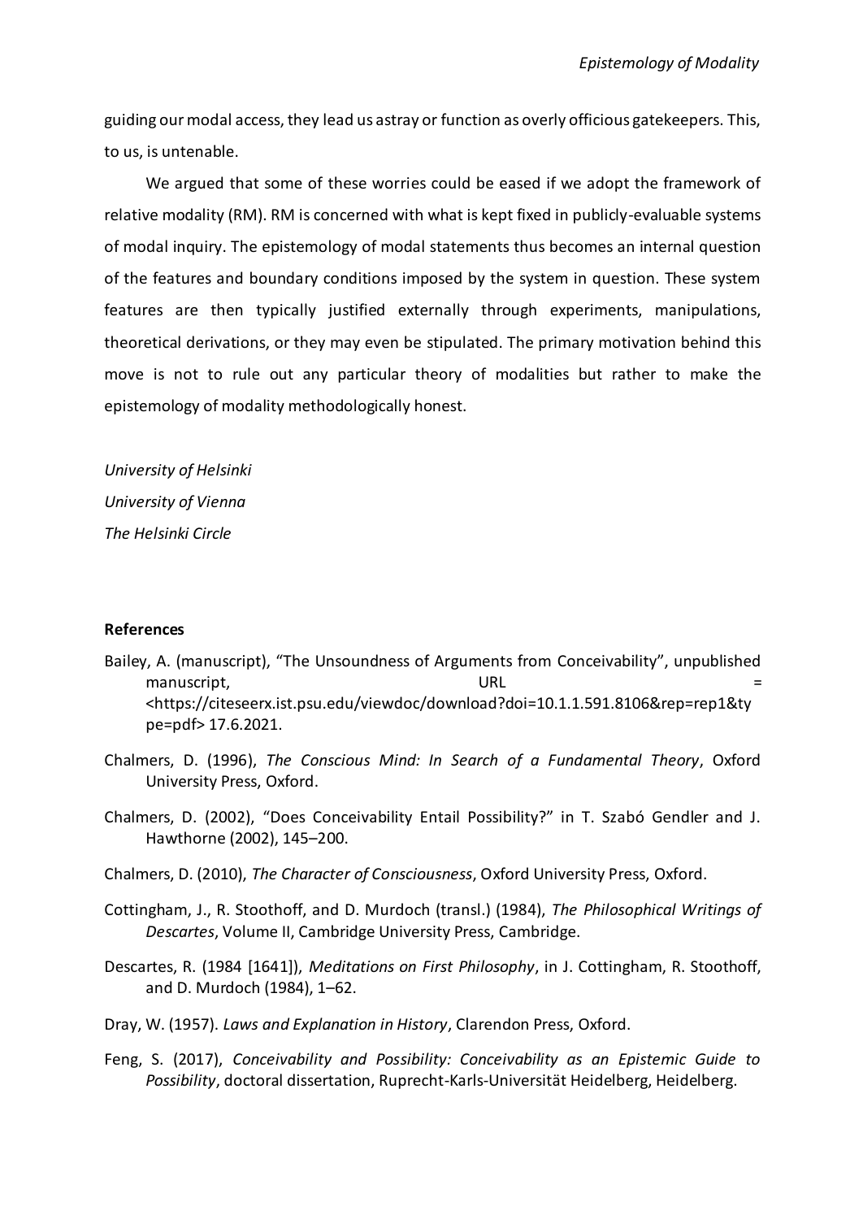guiding our modal access, they lead us astray or function as overly officious gatekeepers. This, to us, is untenable.

We argued that some of these worries could be eased if we adopt the framework of relative modality (RM). RM is concerned with what is kept fixed in publicly-evaluable systems of modal inquiry. The epistemology of modal statements thus becomes an internal question of the features and boundary conditions imposed by the system in question. These system features are then typically justified externally through experiments, manipulations, theoretical derivations, or they may even be stipulated. The primary motivation behind this move is not to rule out any particular theory of modalities but rather to make the epistemology of modality methodologically honest.

*University of Helsinki*
*University of Vienna*
*The Helsinki Circle*

**References**

Bailey, A. (manuscript), "The Unsoundness of Arguments from Conceivability", unpublished manuscript, URL = <https://citeseerx.ist.psu.edu/viewdoc/download?doi=10.1.1.591.8106&rep=rep1&type=pdf> 17.6.2021.

Chalmers, D. (1996), *The Conscious Mind: In Search of a Fundamental Theory*, Oxford University Press, Oxford.

Chalmers, D. (2002), "Does Conceivability Entail Possibility?" in T. Szabó Gendler and J. Hawthorne (2002), 145–200.

Chalmers, D. (2010), *The Character of Consciousness*, Oxford University Press, Oxford.

Cottingham, J., R. Stoothoff, and D. Murdoch (transl.) (1984), *The Philosophical Writings of Descartes*, Volume II, Cambridge University Press, Cambridge.

Descartes, R. (1984 [1641]), *Meditations on First Philosophy*, in J. Cottingham, R. Stoothoff, and D. Murdoch (1984), 1–62.

Dray, W. (1957). *Laws and Explanation in History*, Clarendon Press, Oxford.

Feng, S. (2017), *Conceivability and Possibility: Conceivability as an Epistemic Guide to Possibility*, doctoral dissertation, Ruprecht-Karls-Universität Heidelberg, Heidelberg.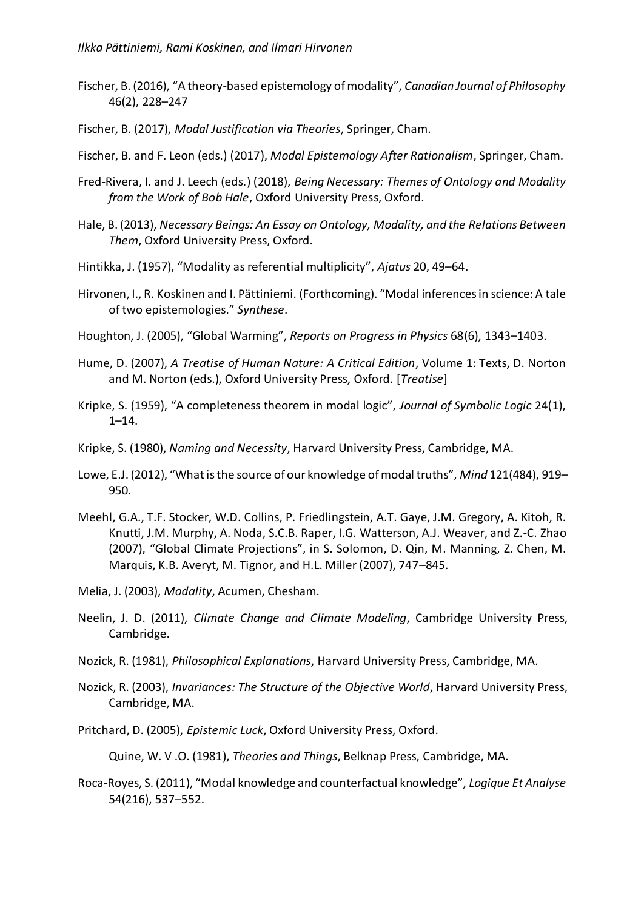Fischer, B. (2016), "A theory-based epistemology of modality", *Canadian Journal of Philosophy* 46(2), 228–247

Fischer, B. (2017), *Modal Justification via Theories*, Springer, Cham.

Fischer, B. and F. Leon (eds.) (2017), *Modal Epistemology After Rationalism*, Springer, Cham.

Fred-Rivera, I. and J. Leech (eds.) (2018), *Being Necessary: Themes of Ontology and Modality from the Work of Bob Hale*, Oxford University Press, Oxford.

Hale, B. (2013), *Necessary Beings: An Essay on Ontology, Modality, and the Relations Between Them*, Oxford University Press, Oxford.

Hintikka, J. (1957), "Modality as referential multiplicity", *Ajatus* 20, 49–64.

Hirvonen, I., R. Koskinen and I. Pättiniemi. (Forthcoming). "Modal inferences in science: A tale of two epistemologies." *Synthese*.

Houghton, J. (2005), "Global Warming", *Reports on Progress in Physics* 68(6), 1343–1403.

Hume, D. (2007), *A Treatise of Human Nature: A Critical Edition*, Volume 1: Texts, D. Norton and M. Norton (eds.), Oxford University Press, Oxford. [*Treatise*]

Kripke, S. (1959), "A completeness theorem in modal logic", *Journal of Symbolic Logic* 24(1), 1–14.

Kripke, S. (1980), *Naming and Necessity*, Harvard University Press, Cambridge, MA.

Lowe, E.J. (2012), "What is the source of our knowledge of modal truths", *Mind* 121(484), 919–950.

Meehl, G.A., T.F. Stocker, W.D. Collins, P. Friedlingstein, A.T. Gaye, J.M. Gregory, A. Kitoh, R. Knutti, J.M. Murphy, A. Noda, S.C.B. Raper, I.G. Watterson, A.J. Weaver, and Z.-C. Zhao (2007), "Global Climate Projections", in S. Solomon, D. Qin, M. Manning, Z. Chen, M. Marquis, K.B. Averyt, M. Tignor, and H.L. Miller (2007), 747–845.

Melia, J. (2003), *Modality*, Acumen, Chesham.

Neelin, J. D. (2011), *Climate Change and Climate Modeling*, Cambridge University Press, Cambridge.

Nozick, R. (1981), *Philosophical Explanations*, Harvard University Press, Cambridge, MA.

Nozick, R. (2003), *Invariances: The Structure of the Objective World*, Harvard University Press, Cambridge, MA.

Pritchard, D. (2005), *Epistemic Luck*, Oxford University Press, Oxford.

Quine, W. V .O. (1981), *Theories and Things*, Belknap Press, Cambridge, MA.

Roca-Royes, S. (2011), "Modal knowledge and counterfactual knowledge", *Logique Et Analyse* 54(216), 537–552.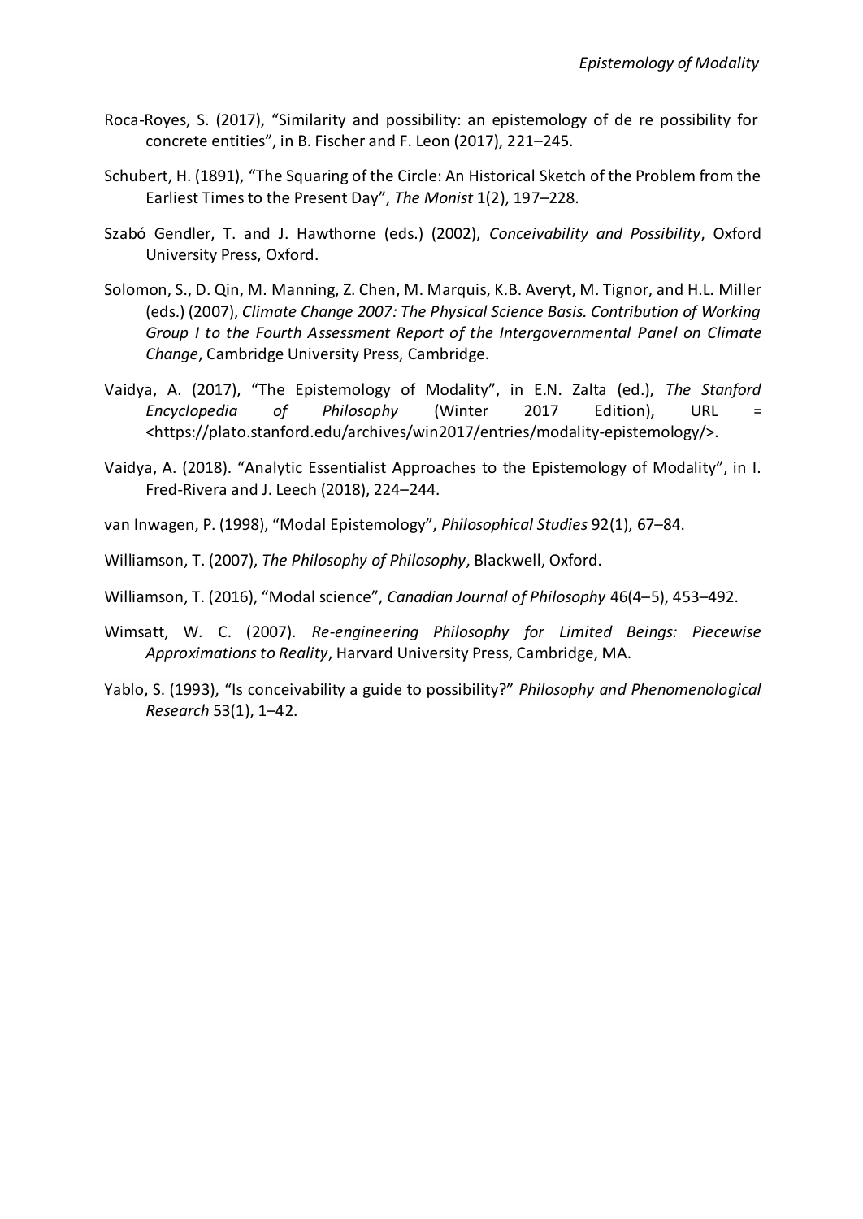Roca-Royes, S. (2017), "Similarity and possibility: an epistemology of de re possibility for concrete entities", in B. Fischer and F. Leon (2017), 221–245.

Schubert, H. (1891), "The Squaring of the Circle: An Historical Sketch of the Problem from the Earliest Times to the Present Day", *The Monist* 1(2), 197–228.

Szabó Gendler, T. and J. Hawthorne (eds.) (2002), *Conceivability and Possibility*, Oxford University Press, Oxford.

Solomon, S., D. Qin, M. Manning, Z. Chen, M. Marquis, K.B. Averyt, M. Tignor, and H.L. Miller (eds.) (2007), *Climate Change 2007: The Physical Science Basis. Contribution of Working Group I to the Fourth Assessment Report of the Intergovernmental Panel on Climate Change*, Cambridge University Press, Cambridge.

Vaidya, A. (2017), "The Epistemology of Modality", in E.N. Zalta (ed.), *The Stanford Encyclopedia of Philosophy* (Winter 2017 Edition), URL = <https://plato.stanford.edu/archives/win2017/entries/modality-epistemology/>.

Vaidya, A. (2018). "Analytic Essentialist Approaches to the Epistemology of Modality", in I. Fred-Rivera and J. Leech (2018), 224–244.

van Inwagen, P. (1998), "Modal Epistemology", *Philosophical Studies* 92(1), 67–84.

Williamson, T. (2007), *The Philosophy of Philosophy*, Blackwell, Oxford.

Williamson, T. (2016), "Modal science", *Canadian Journal of Philosophy* 46(4–5), 453–492.

Wimsatt, W. C. (2007). *Re-engineering Philosophy for Limited Beings: Piecewise Approximations to Reality*, Harvard University Press, Cambridge, MA.

Yablo, S. (1993), "Is conceivability a guide to possibility?" *Philosophy and Phenomenological Research* 53(1), 1–42.